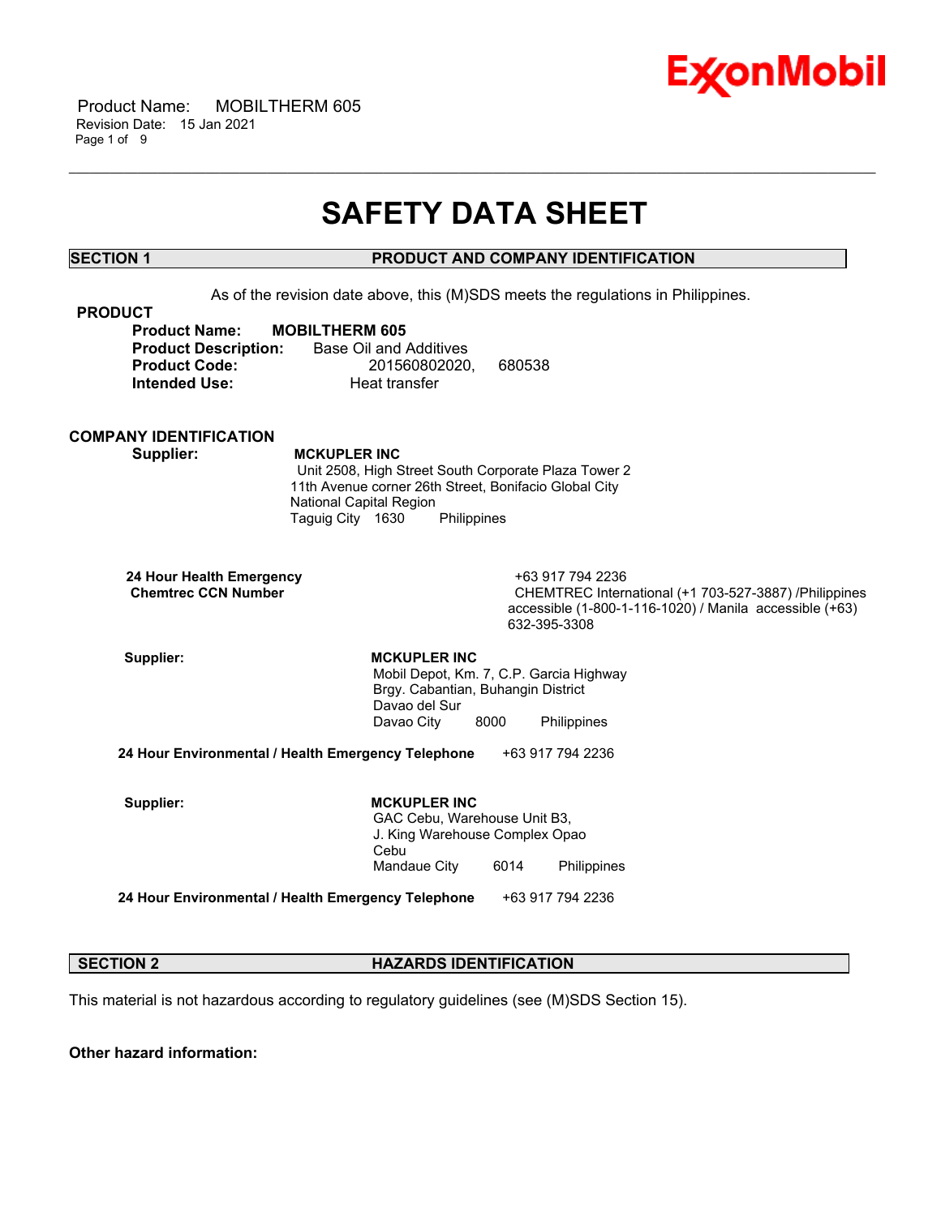# SAFETY DATA SHEET

## SECTION 1 PRODUCT AND COMPANY IDENTIFICATION

As of the revision date above, this (M)SDS meets the regulations in Philippines.

**PRODUCT**

**Product Name:** **MOBILTHERM 605**
**Product Description:** Base Oil and Additives
**Product Code:** 201560802020, 680538
**Intended Use:** Heat transfer

**COMPANY IDENTIFICATION**

**Supplier:** **MCKUPLER INC**
Unit 2508, High Street South Corporate Plaza Tower 2
11th Avenue corner 26th Street, Bonifacio Global City
National Capital Region
Taguig City 1630 Philippines

**24 Hour Health Emergency** +63 917 794 2236
**Chemtrec CCN Number** CHEMTREC International (+1 703-527-3887) /Philippines accessible (1-800-1-116-1020) / Manila accessible (+63) 632-395-3308

**Supplier:** **MCKUPLER INC**
Mobil Depot, Km. 7, C.P. Garcia Highway
Brgy. Cabantian, Buhangin District
Davao del Sur
Davao City 8000 Philippines

**24 Hour Environmental / Health Emergency Telephone** +63 917 794 2236

**Supplier:** **MCKUPLER INC**
GAC Cebu, Warehouse Unit B3,
J. King Warehouse Complex Opao
Cebu
Mandaue City 6014 Philippines

**24 Hour Environmental / Health Emergency Telephone** +63 917 794 2236

## SECTION 2 HAZARDS IDENTIFICATION

This material is not hazardous according to regulatory guidelines (see (M)SDS Section 15).

**Other hazard information:**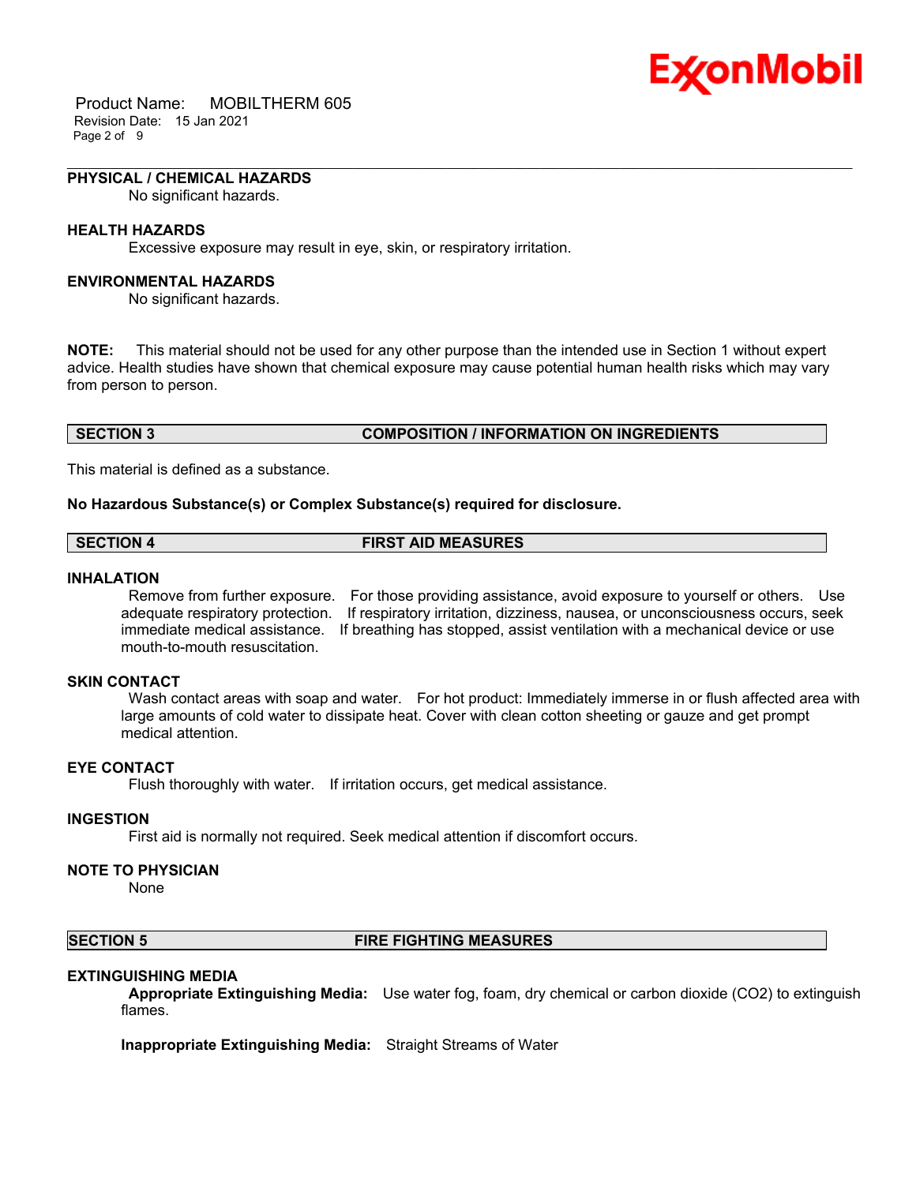### PHYSICAL / CHEMICAL HAZARDS

No significant hazards.

### HEALTH HAZARDS

Excessive exposure may result in eye, skin, or respiratory irritation.

### ENVIRONMENTAL HAZARDS

No significant hazards.

**NOTE:** This material should not be used for any other purpose than the intended use in Section 1 without expert advice. Health studies have shown that chemical exposure may cause potential human health risks which may vary from person to person.

## SECTION 3 COMPOSITION / INFORMATION ON INGREDIENTS

This material is defined as a substance.

**No Hazardous Substance(s) or Complex Substance(s) required for disclosure.**

## SECTION 4 FIRST AID MEASURES

### INHALATION

Remove from further exposure. For those providing assistance, avoid exposure to yourself or others. Use adequate respiratory protection. If respiratory irritation, dizziness, nausea, or unconsciousness occurs, seek immediate medical assistance. If breathing has stopped, assist ventilation with a mechanical device or use mouth-to-mouth resuscitation.

### SKIN CONTACT

Wash contact areas with soap and water. For hot product: Immediately immerse in or flush affected area with large amounts of cold water to dissipate heat. Cover with clean cotton sheeting or gauze and get prompt medical attention.

### EYE CONTACT

Flush thoroughly with water. If irritation occurs, get medical assistance.

### INGESTION

First aid is normally not required. Seek medical attention if discomfort occurs.

### NOTE TO PHYSICIAN

None

## SECTION 5 FIRE FIGHTING MEASURES

### EXTINGUISHING MEDIA

**Appropriate Extinguishing Media:** Use water fog, foam, dry chemical or carbon dioxide ($CO_2$) to extinguish flames.

**Inappropriate Extinguishing Media:** Straight Streams of Water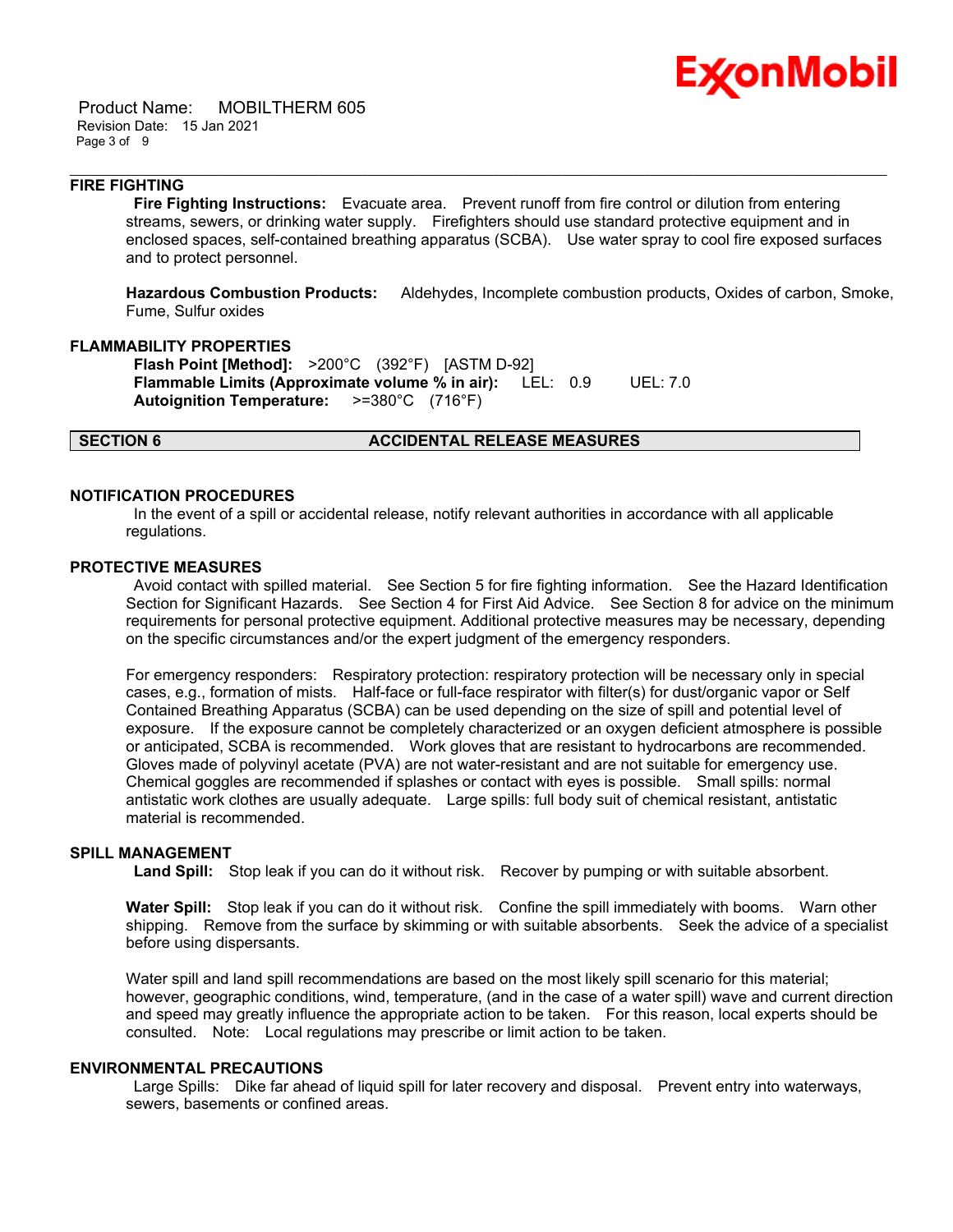### FIRE FIGHTING

**Fire Fighting Instructions:** Evacuate area. Prevent runoff from fire control or dilution from entering streams, sewers, or drinking water supply. Firefighters should use standard protective equipment and in enclosed spaces, self-contained breathing apparatus (SCBA). Use water spray to cool fire exposed surfaces and to protect personnel.

**Hazardous Combustion Products:** Aldehydes, Incomplete combustion products, Oxides of carbon, Smoke, Fume, Sulfur oxides

### FLAMMABILITY PROPERTIES

**Flash Point [Method]:** >200°C (392°F) [ASTM D-92]
**Flammable Limits (Approximate volume % in air):** LEL: 0.9 UEL: 7.0
**Autoignition Temperature:** >=380°C (716°F)

## SECTION 6 ACCIDENTAL RELEASE MEASURES

### NOTIFICATION PROCEDURES

In the event of a spill or accidental release, notify relevant authorities in accordance with all applicable regulations.

### PROTECTIVE MEASURES

Avoid contact with spilled material. See Section 5 for fire fighting information. See the Hazard Identification Section for Significant Hazards. See Section 4 for First Aid Advice. See Section 8 for advice on the minimum requirements for personal protective equipment. Additional protective measures may be necessary, depending on the specific circumstances and/or the expert judgment of the emergency responders.

For emergency responders: Respiratory protection: respiratory protection will be necessary only in special cases, e.g., formation of mists. Half-face or full-face respirator with filter(s) for dust/organic vapor or Self Contained Breathing Apparatus (SCBA) can be used depending on the size of spill and potential level of exposure. If the exposure cannot be completely characterized or an oxygen deficient atmosphere is possible or anticipated, SCBA is recommended. Work gloves that are resistant to hydrocarbons are recommended. Gloves made of polyvinyl acetate (PVA) are not water-resistant and are not suitable for emergency use. Chemical goggles are recommended if splashes or contact with eyes is possible. Small spills: normal antistatic work clothes are usually adequate. Large spills: full body suit of chemical resistant, antistatic material is recommended.

### SPILL MANAGEMENT

**Land Spill:** Stop leak if you can do it without risk. Recover by pumping or with suitable absorbent.

**Water Spill:** Stop leak if you can do it without risk. Confine the spill immediately with booms. Warn other shipping. Remove from the surface by skimming or with suitable absorbents. Seek the advice of a specialist before using dispersants.

Water spill and land spill recommendations are based on the most likely spill scenario for this material; however, geographic conditions, wind, temperature, (and in the case of a water spill) wave and current direction and speed may greatly influence the appropriate action to be taken. For this reason, local experts should be consulted. Note: Local regulations may prescribe or limit action to be taken.

### ENVIRONMENTAL PRECAUTIONS

Large Spills: Dike far ahead of liquid spill for later recovery and disposal. Prevent entry into waterways, sewers, basements or confined areas.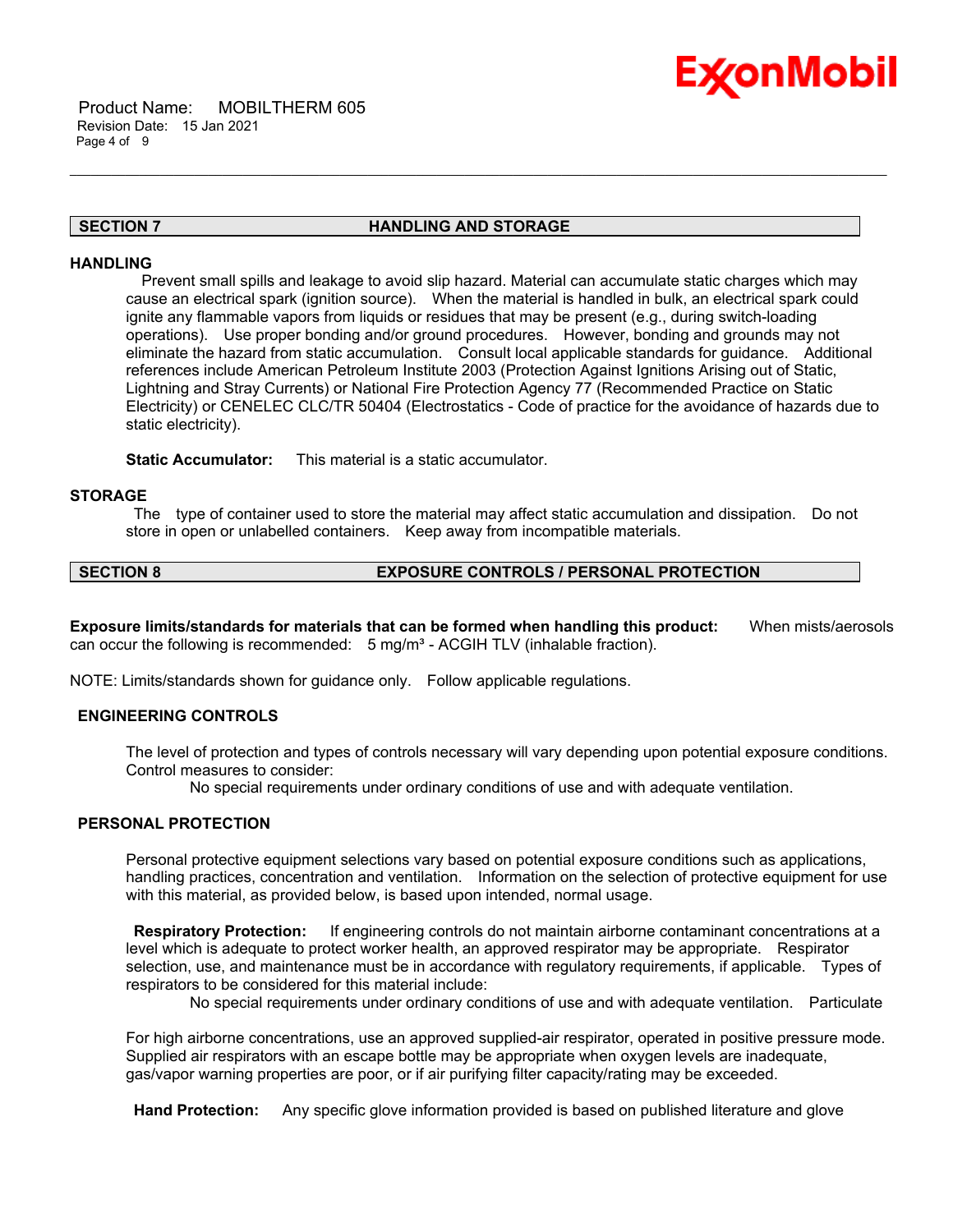## SECTION 7 HANDLING AND STORAGE

### HANDLING

Prevent small spills and leakage to avoid slip hazard. Material can accumulate static charges which may cause an electrical spark (ignition source). When the material is handled in bulk, an electrical spark could ignite any flammable vapors from liquids or residues that may be present (e.g., during switch-loading operations). Use proper bonding and/or ground procedures. However, bonding and grounds may not eliminate the hazard from static accumulation. Consult local applicable standards for guidance. Additional references include American Petroleum Institute 2003 (Protection Against Ignitions Arising out of Static, Lightning and Stray Currents) or National Fire Protection Agency 77 (Recommended Practice on Static Electricity) or CENELEC CLC/TR 50404 (Electrostatics - Code of practice for the avoidance of hazards due to static electricity).

**Static Accumulator:** This material is a static accumulator.

### STORAGE

The type of container used to store the material may affect static accumulation and dissipation. Do not store in open or unlabelled containers. Keep away from incompatible materials.

## SECTION 8 EXPOSURE CONTROLS / PERSONAL PROTECTION

**Exposure limits/standards for materials that can be formed when handling this product:** When mists/aerosols can occur the following is recommended: 5 mg/m³ - ACGIH TLV (inhalable fraction).

NOTE: Limits/standards shown for guidance only. Follow applicable regulations.

### ENGINEERING CONTROLS

The level of protection and types of controls necessary will vary depending upon potential exposure conditions. Control measures to consider:

No special requirements under ordinary conditions of use and with adequate ventilation.

### PERSONAL PROTECTION

Personal protective equipment selections vary based on potential exposure conditions such as applications, handling practices, concentration and ventilation. Information on the selection of protective equipment for use with this material, as provided below, is based upon intended, normal usage.

**Respiratory Protection:** If engineering controls do not maintain airborne contaminant concentrations at a level which is adequate to protect worker health, an approved respirator may be appropriate. Respirator selection, use, and maintenance must be in accordance with regulatory requirements, if applicable. Types of respirators to be considered for this material include:

No special requirements under ordinary conditions of use and with adequate ventilation. Particulate

For high airborne concentrations, use an approved supplied-air respirator, operated in positive pressure mode. Supplied air respirators with an escape bottle may be appropriate when oxygen levels are inadequate, gas/vapor warning properties are poor, or if air purifying filter capacity/rating may be exceeded.

**Hand Protection:** Any specific glove information provided is based on published literature and glove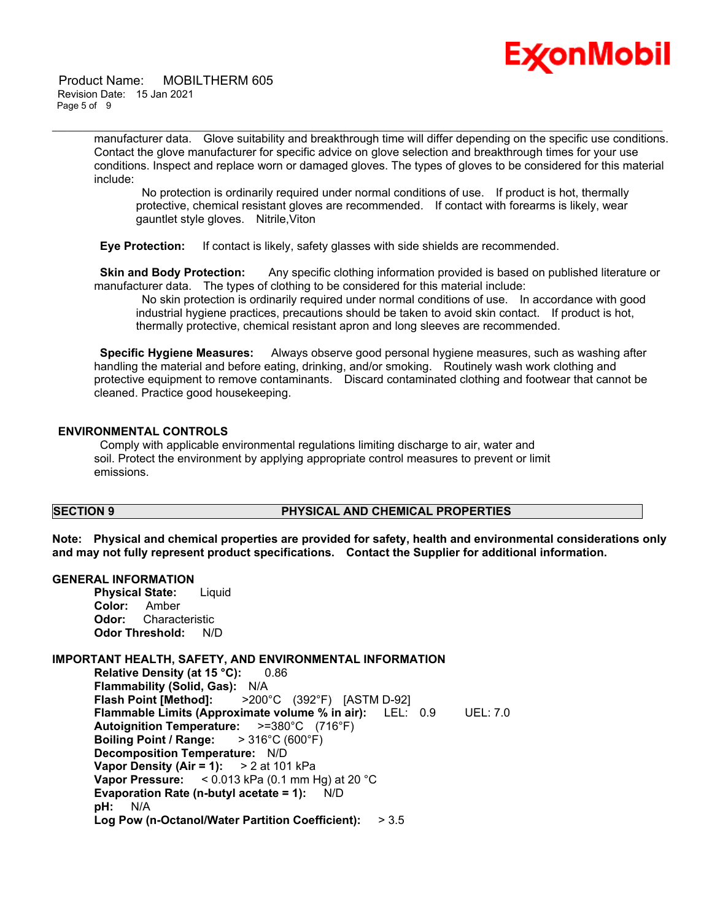manufacturer data. Glove suitability and breakthrough time will differ depending on the specific use conditions. Contact the glove manufacturer for specific advice on glove selection and breakthrough times for your use conditions. Inspect and replace worn or damaged gloves. The types of gloves to be considered for this material include:

No protection is ordinarily required under normal conditions of use. If product is hot, thermally protective, chemical resistant gloves are recommended. If contact with forearms is likely, wear gauntlet style gloves. Nitrile,Viton

**Eye Protection:** If contact is likely, safety glasses with side shields are recommended.

**Skin and Body Protection:** Any specific clothing information provided is based on published literature or manufacturer data. The types of clothing to be considered for this material include:

No skin protection is ordinarily required under normal conditions of use. In accordance with good industrial hygiene practices, precautions should be taken to avoid skin contact. If product is hot, thermally protective, chemical resistant apron and long sleeves are recommended.

**Specific Hygiene Measures:** Always observe good personal hygiene measures, such as washing after handling the material and before eating, drinking, and/or smoking. Routinely wash work clothing and protective equipment to remove contaminants. Discard contaminated clothing and footwear that cannot be cleaned. Practice good housekeeping.

### ENVIRONMENTAL CONTROLS

Comply with applicable environmental regulations limiting discharge to air, water and soil. Protect the environment by applying appropriate control measures to prevent or limit emissions.

## SECTION 9 PHYSICAL AND CHEMICAL PROPERTIES

**Note: Physical and chemical properties are provided for safety, health and environmental considerations only and may not fully represent product specifications. Contact the Supplier for additional information.**

### GENERAL INFORMATION

**Physical State:** Liquid
**Color:** Amber
**Odor:** Characteristic
**Odor Threshold:** N/D

### IMPORTANT HEALTH, SAFETY, AND ENVIRONMENTAL INFORMATION

**Relative Density (at 15 °C):** 0.86
**Flammability (Solid, Gas):** N/A
**Flash Point [Method]:** >200°C (392°F) [ASTM D-92]
**Flammable Limits (Approximate volume % in air):** LEL: 0.9 UEL: 7.0
**Autoignition Temperature:** >=380°C (716°F)
**Boiling Point / Range:** > 316°C (600°F)
**Decomposition Temperature:** N/D
**Vapor Density (Air = 1):** > 2 at 101 kPa
**Vapor Pressure:** < 0.013 kPa (0.1 mm Hg) at 20 °C
**Evaporation Rate (n-butyl acetate = 1):** N/D
**pH:** N/A
**Log Pow (n-Octanol/Water Partition Coefficient):** > 3.5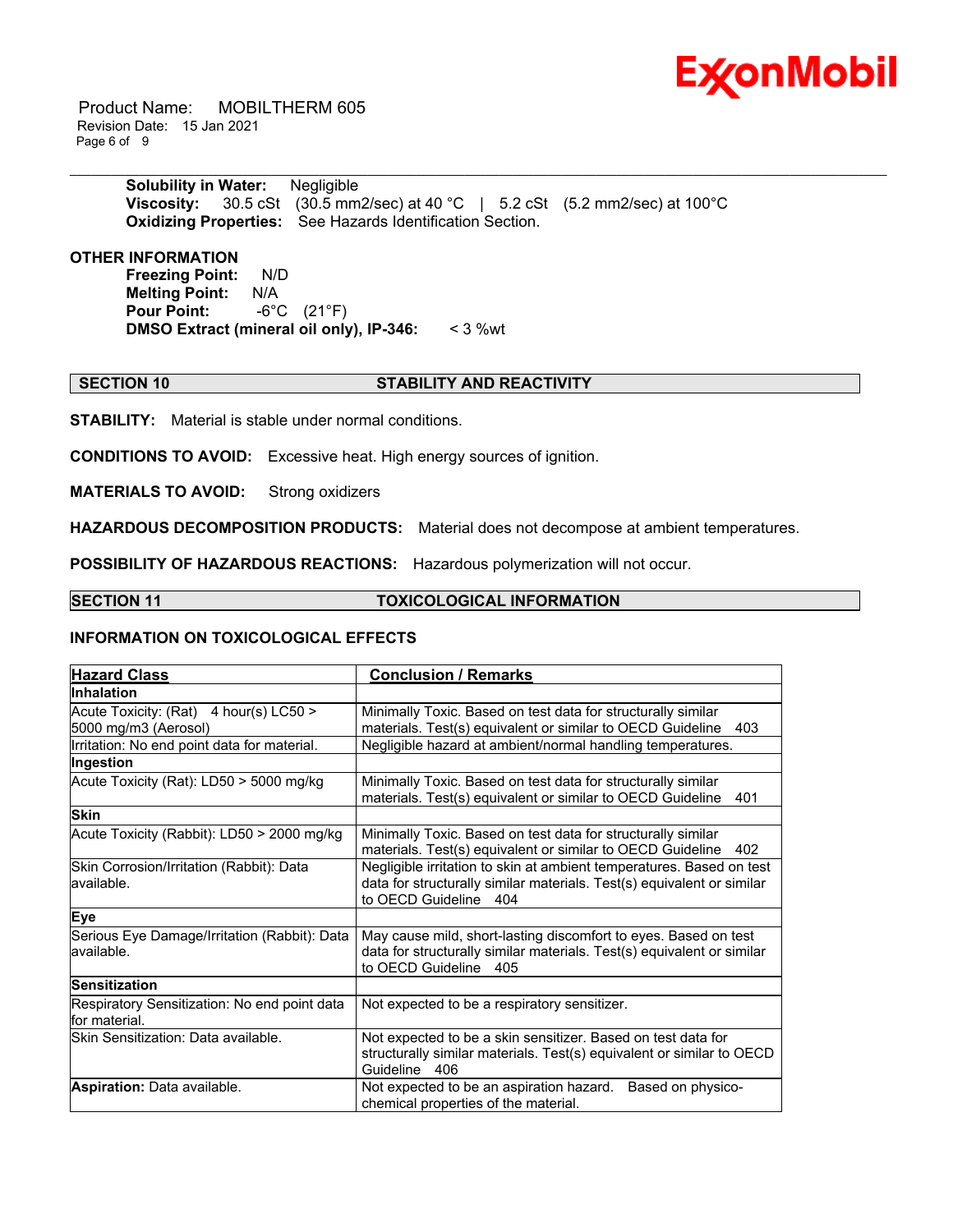**Solubility in Water:** Negligible
**Viscosity:** 30.5 cSt (30.5 mm2/sec) at 40 °C | 5.2 cSt (5.2 mm2/sec) at 100°C
**Oxidizing Properties:** See Hazards Identification Section.

**OTHER INFORMATION**

**Freezing Point:** N/D
**Melting Point:** N/A
**Pour Point:** -6°C (21°F)
**DMSO Extract (mineral oil only), IP-346:** < 3 %wt

## SECTION 10 STABILITY AND REACTIVITY

**STABILITY:** Material is stable under normal conditions.

**CONDITIONS TO AVOID:** Excessive heat. High energy sources of ignition.

**MATERIALS TO AVOID:** Strong oxidizers

**HAZARDOUS DECOMPOSITION PRODUCTS:** Material does not decompose at ambient temperatures.

**POSSIBILITY OF HAZARDOUS REACTIONS:** Hazardous polymerization will not occur.

## SECTION 11 TOXICOLOGICAL INFORMATION

### INFORMATION ON TOXICOLOGICAL EFFECTS

| Hazard Class | Conclusion / Remarks |
|---|---|
| **Inhalation** | |
| Acute Toxicity: (Rat) 4 hour(s) LC50 > 5000 mg/m3 (Aerosol) | Minimally Toxic. Based on test data for structurally similar materials. Test(s) equivalent or similar to OECD Guideline 403 |
| Irritation: No end point data for material. | Negligible hazard at ambient/normal handling temperatures. |
| **Ingestion** | |
| Acute Toxicity (Rat): LD50 > 5000 mg/kg | Minimally Toxic. Based on test data for structurally similar materials. Test(s) equivalent or similar to OECD Guideline 401 |
| **Skin** | |
| Acute Toxicity (Rabbit): LD50 > 2000 mg/kg | Minimally Toxic. Based on test data for structurally similar materials. Test(s) equivalent or similar to OECD Guideline 402 |
| Skin Corrosion/Irritation (Rabbit): Data available. | Negligible irritation to skin at ambient temperatures. Based on test data for structurally similar materials. Test(s) equivalent or similar to OECD Guideline 404 |
| **Eye** | |
| Serious Eye Damage/Irritation (Rabbit): Data available. | May cause mild, short-lasting discomfort to eyes. Based on test data for structurally similar materials. Test(s) equivalent or similar to OECD Guideline 405 |
| **Sensitization** | |
| Respiratory Sensitization: No end point data for material. | Not expected to be a respiratory sensitizer. |
| Skin Sensitization: Data available. | Not expected to be a skin sensitizer. Based on test data for structurally similar materials. Test(s) equivalent or similar to OECD Guideline 406 |
| **Aspiration:** Data available. | Not expected to be an aspiration hazard. Based on physico-chemical properties of the material. |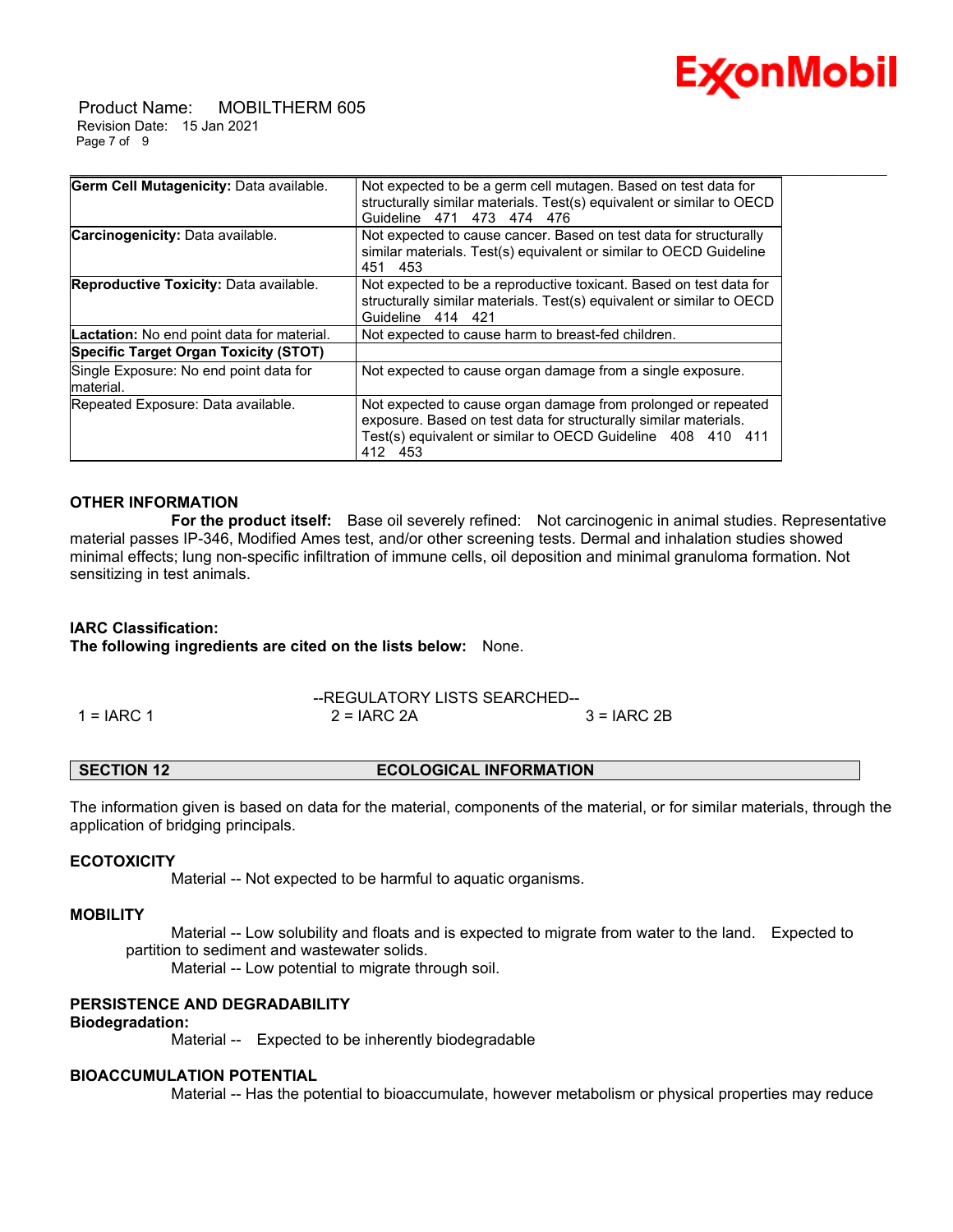| | |
|---|---|
| **Germ Cell Mutagenicity:** Data available. | Not expected to be a germ cell mutagen. Based on test data for structurally similar materials. Test(s) equivalent or similar to OECD Guideline 471 473 474 476 |
| **Carcinogenicity:** Data available. | Not expected to cause cancer. Based on test data for structurally similar materials. Test(s) equivalent or similar to OECD Guideline 451 453 |
| **Reproductive Toxicity:** Data available. | Not expected to be a reproductive toxicant. Based on test data for structurally similar materials. Test(s) equivalent or similar to OECD Guideline 414 421 |
| **Lactation:** No end point data for material. | Not expected to cause harm to breast-fed children. |
| **Specific Target Organ Toxicity (STOT)** | |
| Single Exposure: No end point data for material. | Not expected to cause organ damage from a single exposure. |
| Repeated Exposure: Data available. | Not expected to cause organ damage from prolonged or repeated exposure. Based on test data for structurally similar materials. Test(s) equivalent or similar to OECD Guideline 408 410 411 412 453 |

**OTHER INFORMATION**

**For the product itself:** Base oil severely refined: Not carcinogenic in animal studies. Representative material passes IP-346, Modified Ames test, and/or other screening tests. Dermal and inhalation studies showed minimal effects; lung non-specific infiltration of immune cells, oil deposition and minimal granuloma formation. Not sensitizing in test animals.

**IARC Classification:**

**The following ingredients are cited on the lists below:** None.

--REGULATORY LISTS SEARCHED--

1 = IARC 1 2 = IARC 2A 3 = IARC 2B

## SECTION 12 ECOLOGICAL INFORMATION

The information given is based on data for the material, components of the material, or for similar materials, through the application of bridging principals.

**ECOTOXICITY**

Material -- Not expected to be harmful to aquatic organisms.

**MOBILITY**

Material -- Low solubility and floats and is expected to migrate from water to the land. Expected to partition to sediment and wastewater solids.

Material -- Low potential to migrate through soil.

**PERSISTENCE AND DEGRADABILITY**

**Biodegradation:**

Material -- Expected to be inherently biodegradable

**BIOACCUMULATION POTENTIAL**

Material -- Has the potential to bioaccumulate, however metabolism or physical properties may reduce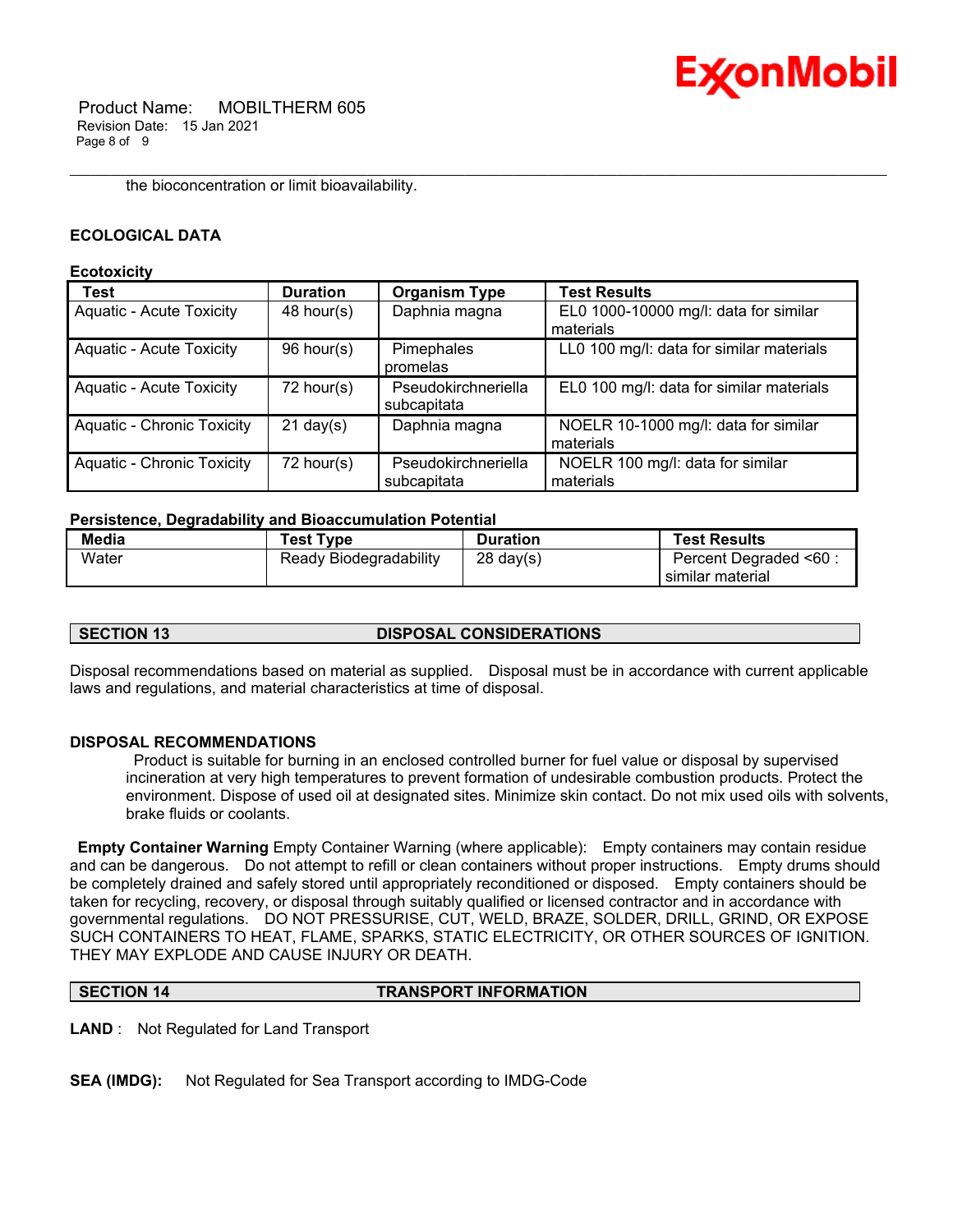the bioconcentration or limit bioavailability.

### ECOLOGICAL DATA

**Ecotoxicity**

| Test | Duration | Organism Type | Test Results |
|---|---|---|---|
| Aquatic - Acute Toxicity | 48 hour(s) | Daphnia magna | EL0 1000-10000 mg/l: data for similar materials |
| Aquatic - Acute Toxicity | 96 hour(s) | Pimephales promelas | LL0 100 mg/l: data for similar materials |
| Aquatic - Acute Toxicity | 72 hour(s) | Pseudokirchneriella subcapitata | EL0 100 mg/l: data for similar materials |
| Aquatic - Chronic Toxicity | 21 day(s) | Daphnia magna | NOELR 10-1000 mg/l: data for similar materials |
| Aquatic - Chronic Toxicity | 72 hour(s) | Pseudokirchneriella subcapitata | NOELR 100 mg/l: data for similar materials |

**Persistence, Degradability and Bioaccumulation Potential**

| Media | Test Type | Duration | Test Results |
|---|---|---|---|
| Water | Ready Biodegradability | 28 day(s) | Percent Degraded <60 : similar material |

## SECTION 13 DISPOSAL CONSIDERATIONS

Disposal recommendations based on material as supplied. Disposal must be in accordance with current applicable laws and regulations, and material characteristics at time of disposal.

### DISPOSAL RECOMMENDATIONS

Product is suitable for burning in an enclosed controlled burner for fuel value or disposal by supervised incineration at very high temperatures to prevent formation of undesirable combustion products. Protect the environment. Dispose of used oil at designated sites. Minimize skin contact. Do not mix used oils with solvents, brake fluids or coolants.

**Empty Container Warning** Empty Container Warning (where applicable): Empty containers may contain residue and can be dangerous. Do not attempt to refill or clean containers without proper instructions. Empty drums should be completely drained and safely stored until appropriately reconditioned or disposed. Empty containers should be taken for recycling, recovery, or disposal through suitably qualified or licensed contractor and in accordance with governmental regulations. DO NOT PRESSURISE, CUT, WELD, BRAZE, SOLDER, DRILL, GRIND, OR EXPOSE SUCH CONTAINERS TO HEAT, FLAME, SPARKS, STATIC ELECTRICITY, OR OTHER SOURCES OF IGNITION. THEY MAY EXPLODE AND CAUSE INJURY OR DEATH.

## SECTION 14 TRANSPORT INFORMATION

**LAND** : Not Regulated for Land Transport

**SEA (IMDG):** Not Regulated for Sea Transport according to IMDG-Code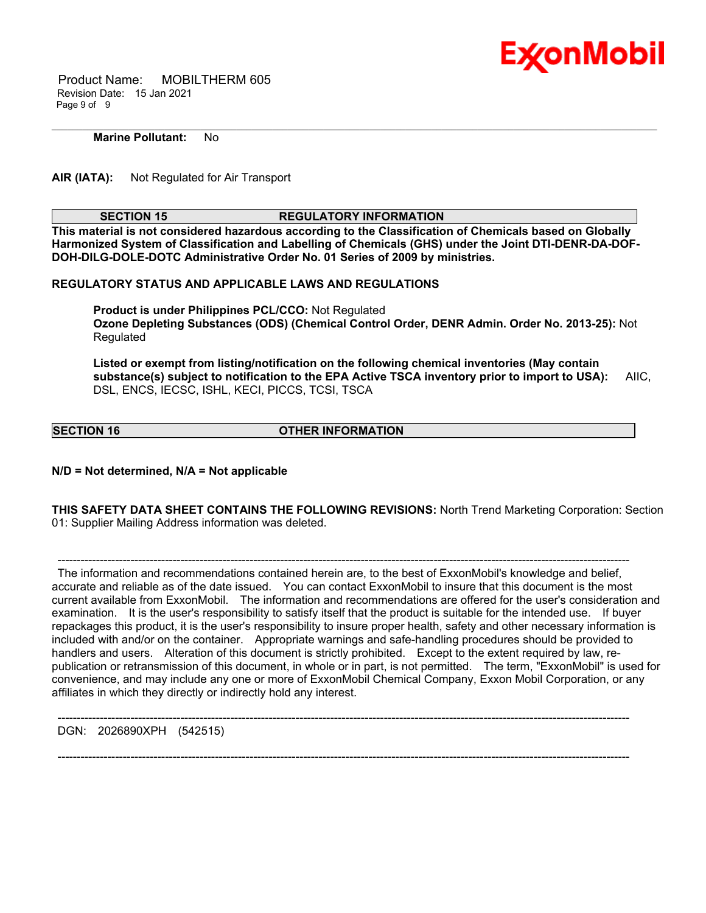**Marine Pollutant:** No

**AIR (IATA):** Not Regulated for Air Transport

## SECTION 15 REGULATORY INFORMATION

**This material is not considered hazardous according to the Classification of Chemicals based on Globally Harmonized System of Classification and Labelling of Chemicals (GHS) under the Joint DTI-DENR-DA-DOF-DOH-DILG-DOLE-DOTC Administrative Order No. 01 Series of 2009 by ministries.**

**REGULATORY STATUS AND APPLICABLE LAWS AND REGULATIONS**

**Product is under Philippines PCL/CCO:** Not Regulated
**Ozone Depleting Substances (ODS) (Chemical Control Order, DENR Admin. Order No. 2013-25):** Not Regulated

**Listed or exempt from listing/notification on the following chemical inventories (May contain substance(s) subject to notification to the EPA Active TSCA inventory prior to import to USA):** AIIC, DSL, ENCS, IECSC, ISHL, KECI, PICCS, TCSI, TSCA

## SECTION 16 OTHER INFORMATION

**N/D = Not determined, N/A = Not applicable**

**THIS SAFETY DATA SHEET CONTAINS THE FOLLOWING REVISIONS:** North Trend Marketing Corporation: Section 01: Supplier Mailing Address information was deleted.

---

The information and recommendations contained herein are, to the best of ExxonMobil's knowledge and belief, accurate and reliable as of the date issued. You can contact ExxonMobil to insure that this document is the most current available from ExxonMobil. The information and recommendations are offered for the user's consideration and examination. It is the user's responsibility to satisfy itself that the product is suitable for the intended use. If buyer repackages this product, it is the user's responsibility to insure proper health, safety and other necessary information is included with and/or on the container. Appropriate warnings and safe-handling procedures should be provided to handlers and users. Alteration of this document is strictly prohibited. Except to the extent required by law, re-publication or retransmission of this document, in whole or in part, is not permitted. The term, "ExxonMobil" is used for convenience, and may include any one or more of ExxonMobil Chemical Company, Exxon Mobil Corporation, or any affiliates in which they directly or indirectly hold any interest.

---

DGN: 2026890XPH (542515)

---